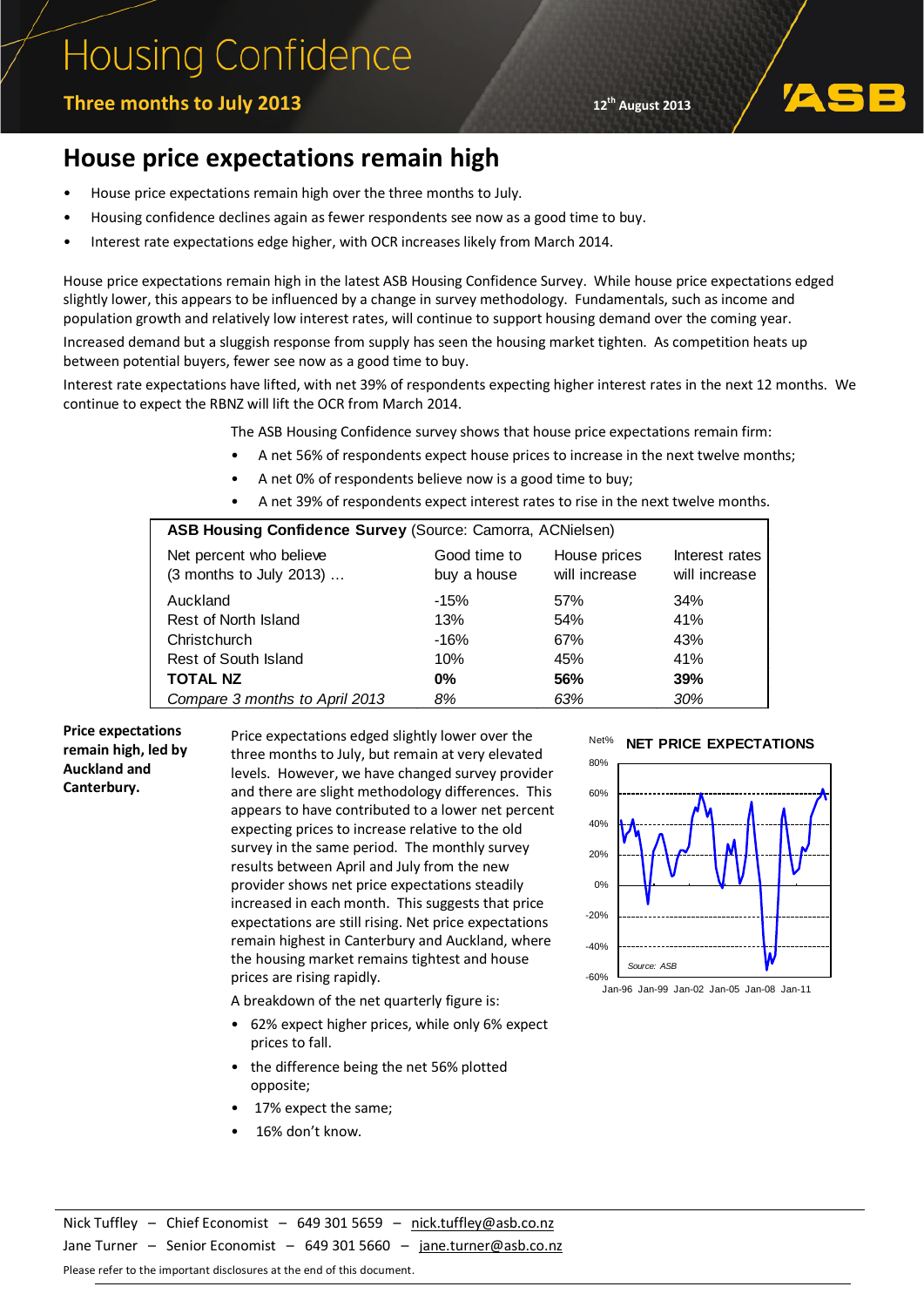# Housing Confidence

**Three months to July 2013**

12th August 2013

## House price expectations remain high

- House price expectations remain high over the three months to July.
- Housing confidence declines again as fewer respondents see now as a good time to buy.
- Interest rate expectations edge higher, with OCR increases likely from March 2014.

House price expectations remain high in the latest ASB Housing Confidence Survey. While house price expectations edged slightly lower, this appears to be influenced by a change in survey methodology. Fundamentals, such as income and population growth and relatively low interest rates, will continue to support housing demand over the coming year.

Increased demand but a sluggish response from supply has seen the housing market tighten. As competition heats up between potential buyers, fewer see now as a good time to buy.

Interest rate expectations have lifted, with net 39% of respondents expecting higher interest rates in the next 12 months. We continue to expect the RBNZ will lift the OCR from March 2014.

The ASB Housing Confidence survey shows that house price expectations remain firm:

- A net 56% of respondents expect house prices to increase in the next twelve months;
- A net 0% of respondents believe now is a good time to buy;
- A net 39% of respondents expect interest rates to rise in the next twelve months.

**ASB Housing Confidence Survey** (Source: Camorra, ACNielsen)

| Net percent who believe (3 months to July 2013) … | Good time to buy a house | House prices will increase | Interest rates will increase |
|---|---|---|---|
| Auckland | -15% | 57% | 34% |
| Rest of North Island | 13% | 54% | 41% |
| Christchurch | -16% | 67% | 43% |
| Rest of South Island | 10% | 45% | 41% |
| **TOTAL NZ** | **0%** | **56%** | **39%** |
| *Compare 3 months to April 2013* | *8%* | *63%* | *30%* |

**Price expectations remain high, led by Auckland and Canterbury.**

Price expectations edged slightly lower over the three months to July, but remain at very elevated levels. However, we have changed survey provider and there are slight methodology differences. This appears to have contributed to a lower net percent expecting prices to increase relative to the old survey in the same period. The monthly survey results between April and July from the new provider shows net price expectations steadily increased in each month. This suggests that price expectations are still rising. Net price expectations remain highest in Canterbury and Auckland, where the housing market remains tightest and house prices are rising rapidly.

A breakdown of the net quarterly figure is:

- 62% expect higher prices, while only 6% expect prices to fall.
- the difference being the net 56% plotted opposite;
- 17% expect the same;
- 16% don't know.

Nick Tuffley – Chief Economist – 649 301 5659 – nick.tuffley@asb.co.nz
Jane Turner – Senior Economist – 649 301 5660 – jane.turner@asb.co.nz

Please refer to the important disclosures at the end of this document.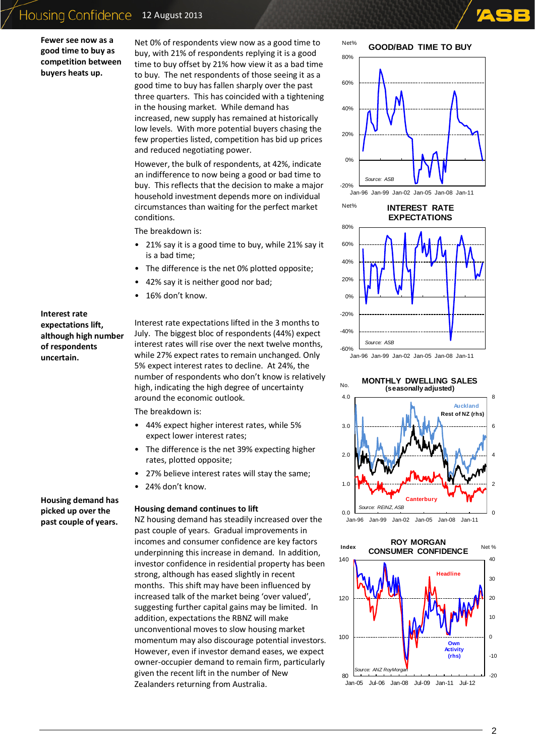**Fewer see now as a good time to buy as competition between buyers heats up.**

Net 0% of respondents view now as a good time to buy, with 21% of respondents replying it is a good time to buy offset by 21% how view it as a bad time to buy. The net respondents of those seeing it as a good time to buy has fallen sharply over the past three quarters. This has coincided with a tightening in the housing market. While demand has increased, new supply has remained at historically low levels. With more potential buyers chasing the few properties listed, competition has bid up prices and reduced negotiating power.

However, the bulk of respondents, at 42%, indicate an indifference to now being a good or bad time to buy. This reflects that the decision to make a major household investment depends more on individual circumstances than waiting for the perfect market conditions.

The breakdown is:

- 21% say it is a good time to buy, while 21% say it is a bad time;
- The difference is the net 0% plotted opposite;
- 42% say it is neither good nor bad;
- 16% don't know.

**Interest rate expectations lift, although high number of respondents uncertain.**

Interest rate expectations lifted in the 3 months to July. The biggest bloc of respondents (44%) expect interest rates will rise over the next twelve months, while 27% expect rates to remain unchanged. Only 5% expect interest rates to decline. At 24%, the number of respondents who don't know is relatively high, indicating the high degree of uncertainty around the economic outlook.

The breakdown is:

- 44% expect higher interest rates, while 5% expect lower interest rates;
- The difference is the net 39% expecting higher rates, plotted opposite;
- 27% believe interest rates will stay the same;
- 24% don't know.

**Housing demand has picked up over the past couple of years.**

## Housing demand continues to lift

NZ housing demand has steadily increased over the past couple of years. Gradual improvements in incomes and consumer confidence are key factors underpinning this increase in demand. In addition, investor confidence in residential property has been strong, although has eased slightly in recent months. This shift may have been influenced by increased talk of the market being 'over valued', suggesting further capital gains may be limited. In addition, expectations the RBNZ will make unconventional moves to slow housing market momentum may also discourage potential investors. However, even if investor demand eases, we expect owner-occupier demand to remain firm, particularly given the recent lift in the number of New Zealanders returning from Australia.

**GOOD/BAD TIME TO BUY** (Net%; Source: ASB)

**INTEREST RATE EXPECTATIONS** (Net%; Source: ASB)

**MONTHLY DWELLING SALES (seasonally adjusted)** (No.; Auckland, Rest of NZ (rhs), Canterbury; Source: REINZ, ASB)

**ROY MORGAN CONSUMER CONFIDENCE** (Index; Headline, Own Activity (rhs), Net %; Source: ANZ RoyMorgan)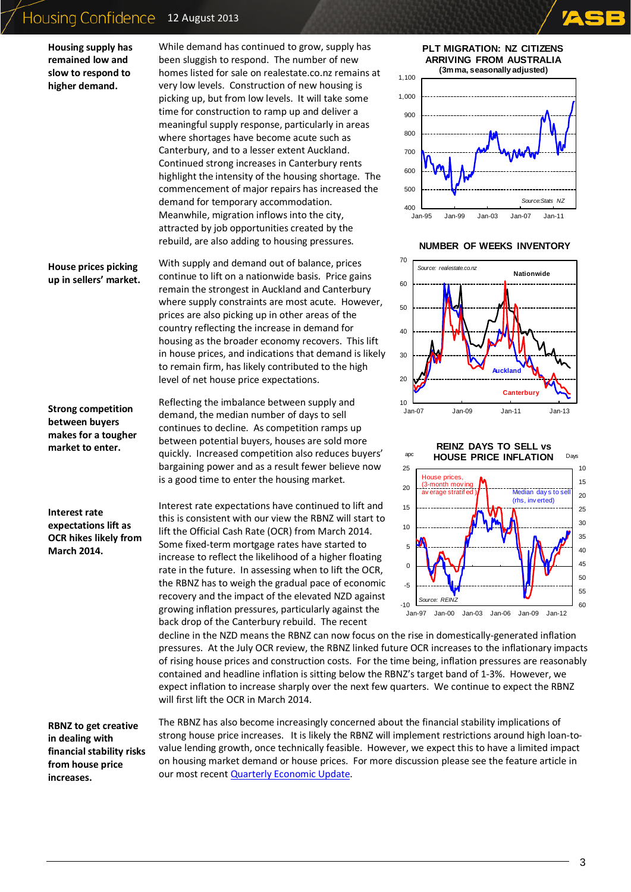**Housing supply has remained low and slow to respond to higher demand.**

While demand has continued to grow, supply has been sluggish to respond. The number of new homes listed for sale on realestate.co.nz remains at very low levels. Construction of new housing is picking up, but from low levels. It will take some time for construction to ramp up and deliver a meaningful supply response, particularly in areas where shortages have become acute such as Canterbury, and to a lesser extent Auckland. Continued strong increases in Canterbury rents highlight the intensity of the housing shortage. The commencement of major repairs has increased the demand for temporary accommodation. Meanwhile, migration inflows into the city, attracted by job opportunities created by the rebuild, are also adding to housing pressures.

**House prices picking up in sellers' market.**

With supply and demand out of balance, prices continue to lift on a nationwide basis. Price gains remain the strongest in Auckland and Canterbury where supply constraints are most acute. However, prices are also picking up in other areas of the country reflecting the increase in demand for housing as the broader economy recovers. This lift in house prices, and indications that demand is likely to remain firm, has likely contributed to the high level of net house price expectations.

**Strong competition between buyers makes for a tougher market to enter.**

Reflecting the imbalance between supply and demand, the median number of days to sell continues to decline. As competition ramps up between potential buyers, houses are sold more quickly. Increased competition also reduces buyers' bargaining power and as a result fewer believe now is a good time to enter the housing market.

**Interest rate expectations lift as OCR hikes likely from March 2014.**

Interest rate expectations have continued to lift and this is consistent with our view the RBNZ will start to lift the Official Cash Rate (OCR) from March 2014. Some fixed-term mortgage rates have started to increase to reflect the likelihood of a higher floating rate in the future. In assessing when to lift the OCR, the RBNZ has to weigh the gradual pace of economic recovery and the impact of the elevated NZD against growing inflation pressures, particularly against the back drop of the Canterbury rebuild. The recent decline in the NZD means the RBNZ can now focus on the rise in domestically-generated inflation pressures. At the July OCR review, the RBNZ linked future OCR increases to the inflationary impacts of rising house prices and construction costs. For the time being, inflation pressures are reasonably contained and headline inflation is sitting below the RBNZ's target band of 1-3%. However, we expect inflation to increase sharply over the next few quarters. We continue to expect the RBNZ will first lift the OCR in March 2014.

**RBNZ to get creative in dealing with financial stability risks from house price increases.**

The RBNZ has also become increasingly concerned about the financial stability implications of strong house price increases. It is likely the RBNZ will implement restrictions around high loan-to-value lending growth, once technically feasible. However, we expect this to have a limited impact on housing market demand or house prices. For more discussion please see the feature article in our most recent Quarterly Economic Update.

**PLT MIGRATION: NZ CITIZENS ARRIVING FROM AUSTRALIA (3mma, seasonally adjusted)**
Source: Stats NZ

**NUMBER OF WEEKS INVENTORY**
Source: realestate.co.nz

**REINZ DAYS TO SELL vs HOUSE PRICE INFLATION**
Source: REINZ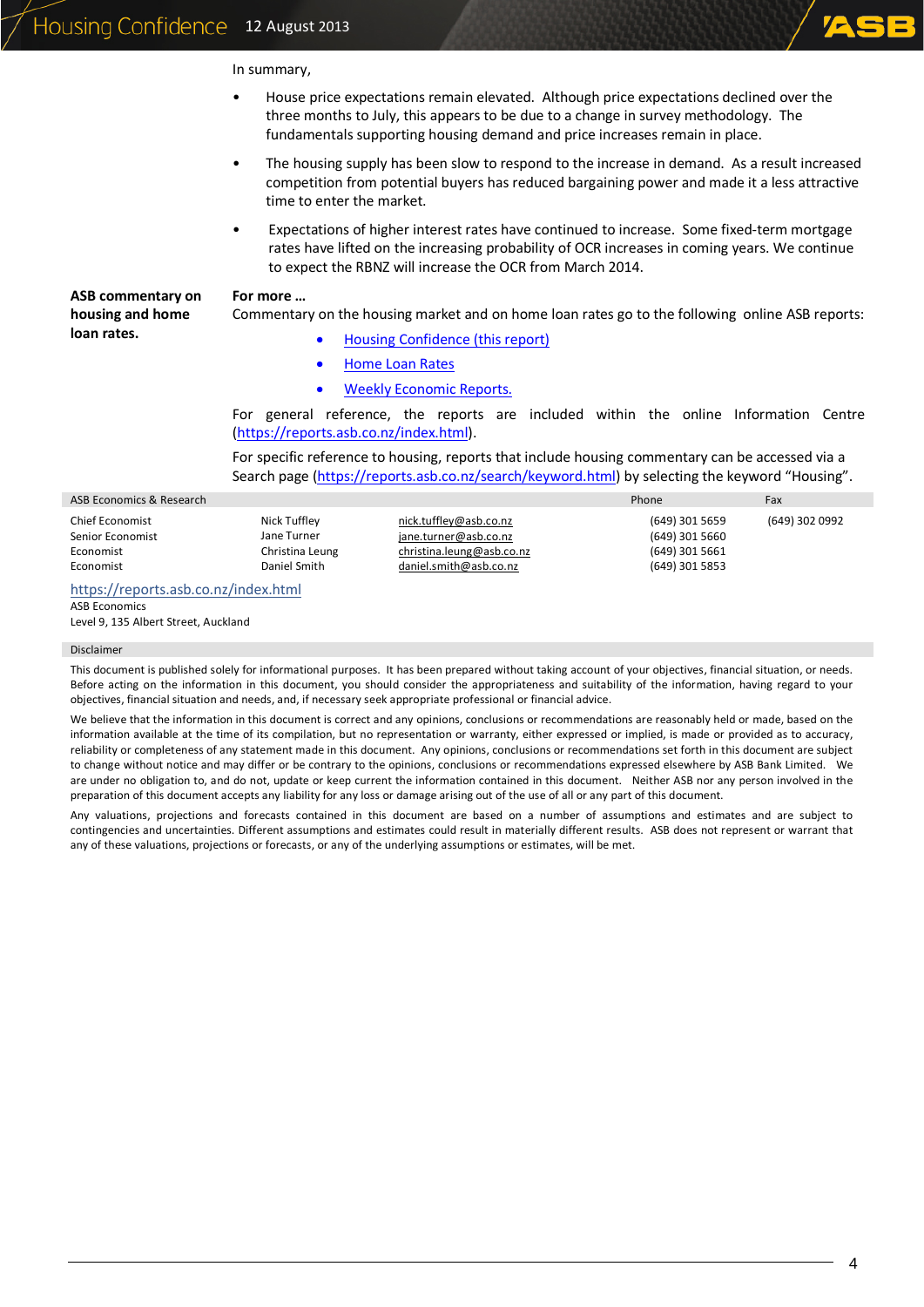In summary,

- House price expectations remain elevated. Although price expectations declined over the three months to July, this appears to be due to a change in survey methodology. The fundamentals supporting housing demand and price increases remain in place.
- The housing supply has been slow to respond to the increase in demand. As a result increased competition from potential buyers has reduced bargaining power and made it a less attractive time to enter the market.
- Expectations of higher interest rates have continued to increase. Some fixed-term mortgage rates have lifted on the increasing probability of OCR increases in coming years. We continue to expect the RBNZ will increase the OCR from March 2014.

**ASB commentary on housing and home loan rates.**

**For more …**

Commentary on the housing market and on home loan rates go to the following online ASB reports:

- Housing Confidence (this report)
- Home Loan Rates
- Weekly Economic Reports.

For general reference, the reports are included within the online Information Centre (https://reports.asb.co.nz/index.html).

For specific reference to housing, reports that include housing commentary can be accessed via a Search page (https://reports.asb.co.nz/search/keyword.html) by selecting the keyword "Housing".

| ASB Economics & Research | | | Phone | Fax |
|---|---|---|---|---|
| Chief Economist | Nick Tuffley | nick.tuffley@asb.co.nz | (649) 301 5659 | (649) 302 0992 |
| Senior Economist | Jane Turner | jane.turner@asb.co.nz | (649) 301 5660 | |
| Economist | Christina Leung | christina.leung@asb.co.nz | (649) 301 5661 | |
| Economist | Daniel Smith | daniel.smith@asb.co.nz | (649) 301 5853 | |

https://reports.asb.co.nz/index.html
ASB Economics
Level 9, 135 Albert Street, Auckland

**Disclaimer**

This document is published solely for informational purposes. It has been prepared without taking account of your objectives, financial situation, or needs. Before acting on the information in this document, you should consider the appropriateness and suitability of the information, having regard to your objectives, financial situation and needs, and, if necessary seek appropriate professional or financial advice.

We believe that the information in this document is correct and any opinions, conclusions or recommendations are reasonably held or made, based on the information available at the time of its compilation, but no representation or warranty, either expressed or implied, is made or provided as to accuracy, reliability or completeness of any statement made in this document. Any opinions, conclusions or recommendations set forth in this document are subject to change without notice and may differ or be contrary to the opinions, conclusions or recommendations expressed elsewhere by ASB Bank Limited. We are under no obligation to, and do not, update or keep current the information contained in this document. Neither ASB nor any person involved in the preparation of this document accepts any liability for any loss or damage arising out of the use of all or any part of this document.

Any valuations, projections and forecasts contained in this document are based on a number of assumptions and estimates and are subject to contingencies and uncertainties. Different assumptions and estimates could result in materially different results. ASB does not represent or warrant that any of these valuations, projections or forecasts, or any of the underlying assumptions or estimates, will be met.